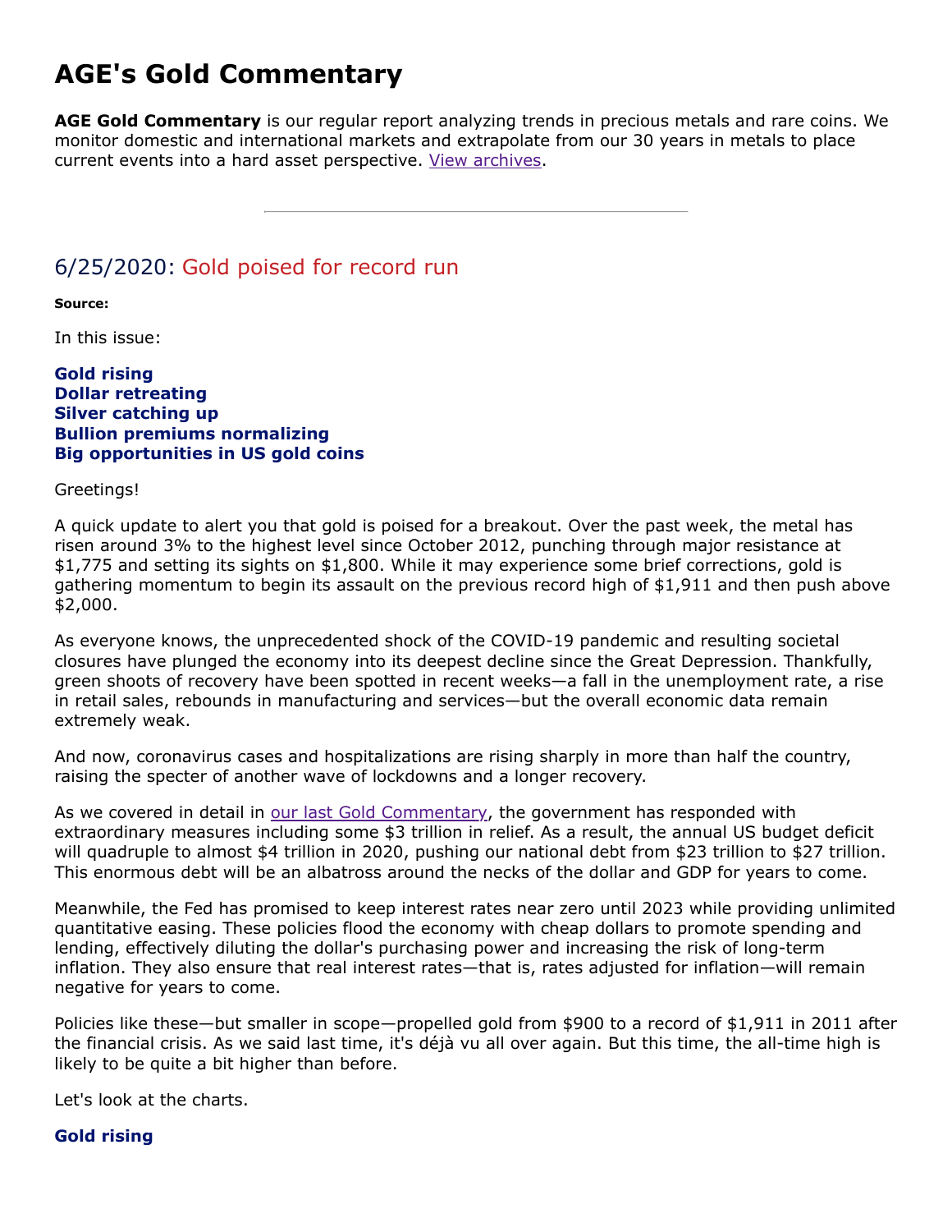# AGE's Gold Commentary

**AGE Gold Commentary** is our regular report analyzing trends in precious metals and rare coins. We monitor domestic and international markets and extrapolate from our 30 years in metals to place current events into a hard asset perspective. View archives.

---

## 6/25/2020: Gold poised for record run

**Source:**

In this issue:

**Gold rising**
**Dollar retreating**
**Silver catching up**
**Bullion premiums normalizing**
**Big opportunities in US gold coins**

Greetings!

A quick update to alert you that gold is poised for a breakout. Over the past week, the metal has risen around 3% to the highest level since October 2012, punching through major resistance at $1,775 and setting its sights on $1,800. While it may experience some brief corrections, gold is gathering momentum to begin its assault on the previous record high of $1,911 and then push above $2,000.

As everyone knows, the unprecedented shock of the COVID-19 pandemic and resulting societal closures have plunged the economy into its deepest decline since the Great Depression. Thankfully, green shoots of recovery have been spotted in recent weeks—a fall in the unemployment rate, a rise in retail sales, rebounds in manufacturing and services—but the overall economic data remain extremely weak.

And now, coronavirus cases and hospitalizations are rising sharply in more than half the country, raising the specter of another wave of lockdowns and a longer recovery.

As we covered in detail in our last Gold Commentary, the government has responded with extraordinary measures including some $3 trillion in relief. As a result, the annual US budget deficit will quadruple to almost $4 trillion in 2020, pushing our national debt from $23 trillion to $27 trillion. This enormous debt will be an albatross around the necks of the dollar and GDP for years to come.

Meanwhile, the Fed has promised to keep interest rates near zero until 2023 while providing unlimited quantitative easing. These policies flood the economy with cheap dollars to promote spending and lending, effectively diluting the dollar's purchasing power and increasing the risk of long-term inflation. They also ensure that real interest rates—that is, rates adjusted for inflation—will remain negative for years to come.

Policies like these—but smaller in scope—propelled gold from $900 to a record of $1,911 in 2011 after the financial crisis. As we said last time, it's déjà vu all over again. But this time, the all-time high is likely to be quite a bit higher than before.

Let's look at the charts.

**Gold rising**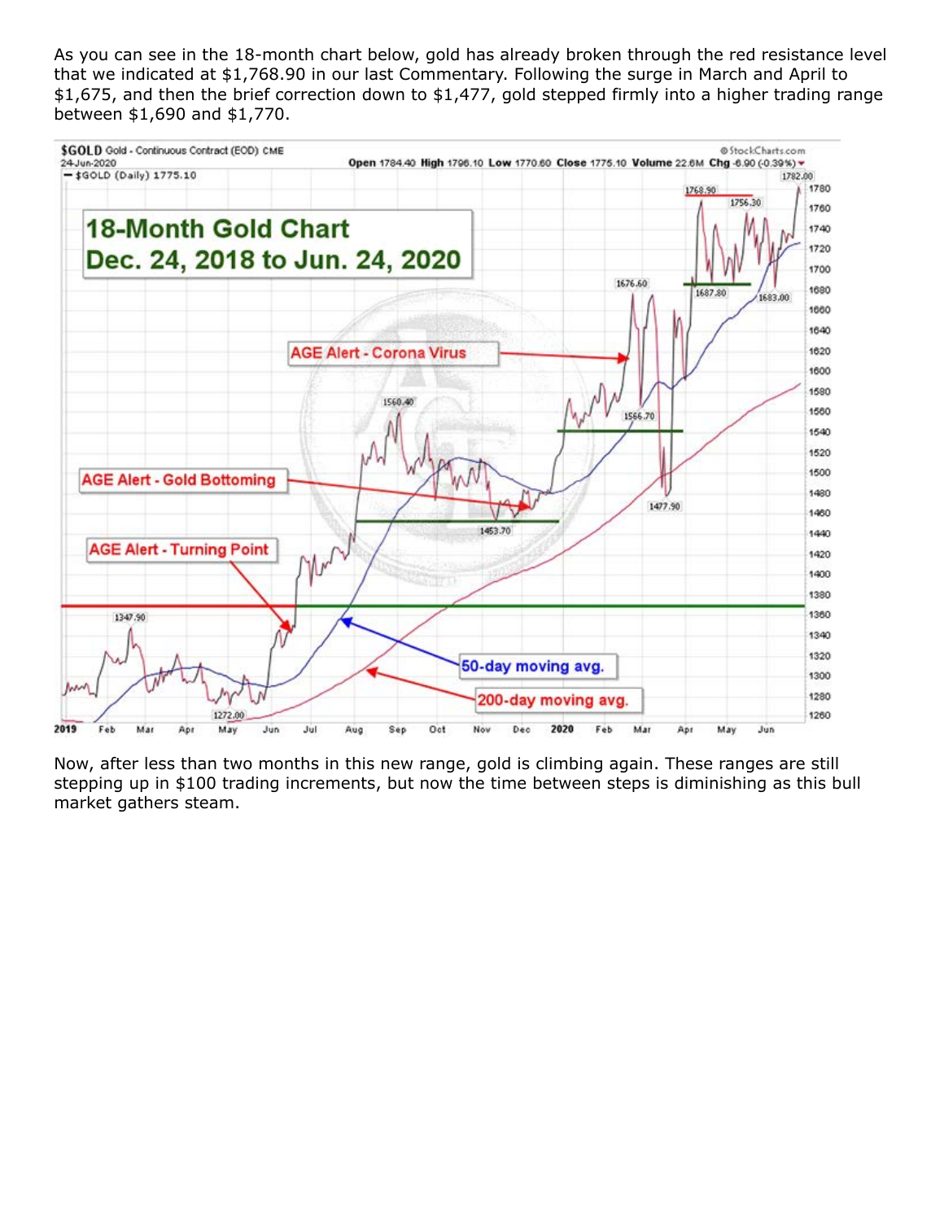As you can see in the 18-month chart below, gold has already broken through the red resistance level that we indicated at $1,768.90 in our last Commentary. Following the surge in March and April to $1,675, and then the brief correction down to $1,477, gold stepped firmly into a higher trading range between $1,690 and $1,770.

Now, after less than two months in this new range, gold is climbing again. These ranges are still stepping up in $100 trading increments, but now the time between steps is diminishing as this bull market gathers steam.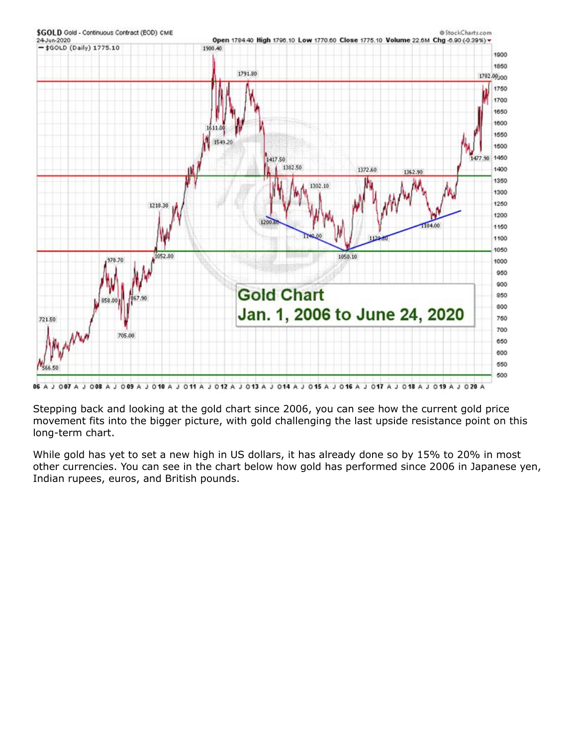Stepping back and looking at the gold chart since 2006, you can see how the current gold price movement fits into the bigger picture, with gold challenging the last upside resistance point on this long-term chart.

While gold has yet to set a new high in US dollars, it has already done so by 15% to 20% in most other currencies. You can see in the chart below how gold has performed since 2006 in Japanese yen, Indian rupees, euros, and British pounds.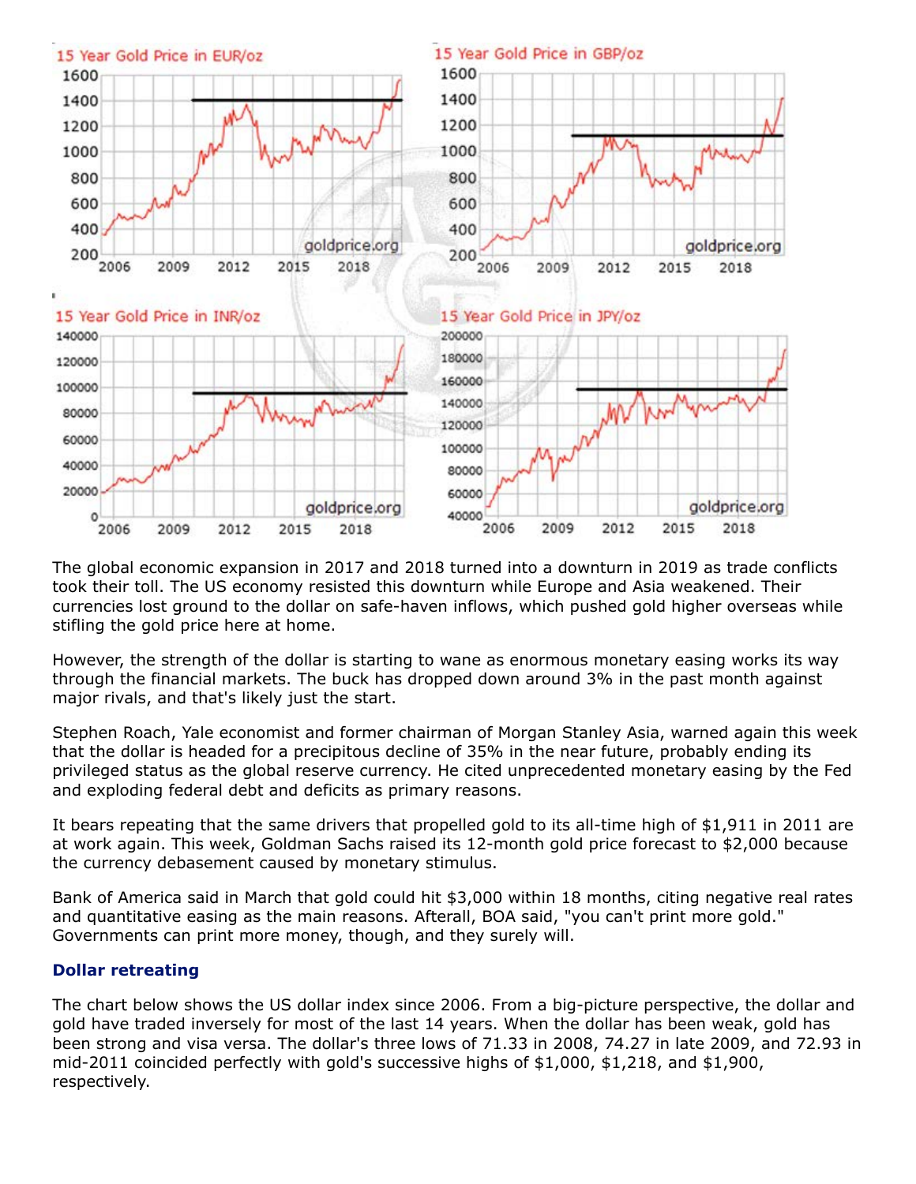The global economic expansion in 2017 and 2018 turned into a downturn in 2019 as trade conflicts took their toll. The US economy resisted this downturn while Europe and Asia weakened. Their currencies lost ground to the dollar on safe-haven inflows, which pushed gold higher overseas while stifling the gold price here at home.

However, the strength of the dollar is starting to wane as enormous monetary easing works its way through the financial markets. The buck has dropped down around 3% in the past month against major rivals, and that's likely just the start.

Stephen Roach, Yale economist and former chairman of Morgan Stanley Asia, warned again this week that the dollar is headed for a precipitous decline of 35% in the near future, probably ending its privileged status as the global reserve currency. He cited unprecedented monetary easing by the Fed and exploding federal debt and deficits as primary reasons.

It bears repeating that the same drivers that propelled gold to its all-time high of $1,911 in 2011 are at work again. This week, Goldman Sachs raised its 12-month gold price forecast to $2,000 because the currency debasement caused by monetary stimulus.

Bank of America said in March that gold could hit $3,000 within 18 months, citing negative real rates and quantitative easing as the main reasons. Afterall, BOA said, "you can't print more gold." Governments can print more money, though, and they surely will.

### Dollar retreating

The chart below shows the US dollar index since 2006. From a big-picture perspective, the dollar and gold have traded inversely for most of the last 14 years. When the dollar has been weak, gold has been strong and visa versa. The dollar's three lows of 71.33 in 2008, 74.27 in late 2009, and 72.93 in mid-2011 coincided perfectly with gold's successive highs of $1,000, $1,218, and $1,900, respectively.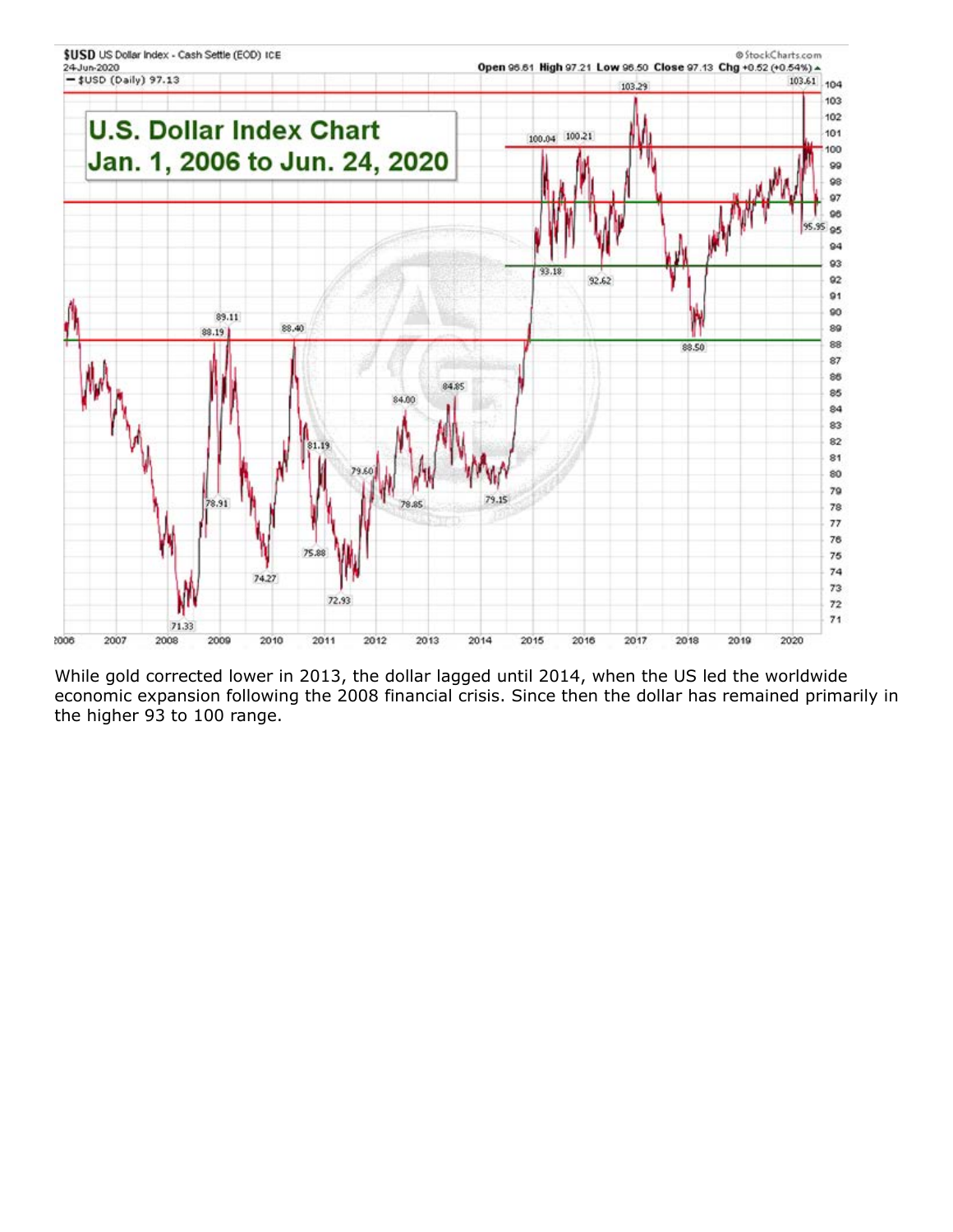While gold corrected lower in 2013, the dollar lagged until 2014, when the US led the worldwide economic expansion following the 2008 financial crisis. Since then the dollar has remained primarily in the higher 93 to 100 range.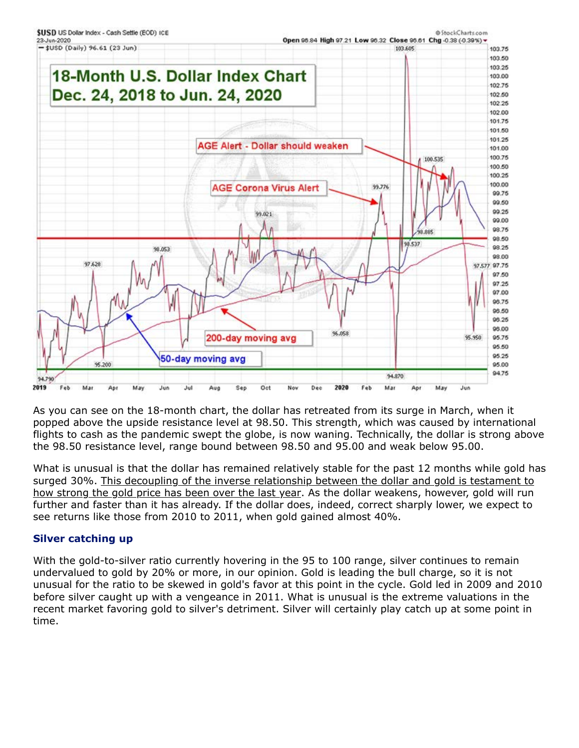As you can see on the 18-month chart, the dollar has retreated from its surge in March, when it popped above the upside resistance level at 98.50. This strength, which was caused by international flights to cash as the pandemic swept the globe, is now waning. Technically, the dollar is strong above the 98.50 resistance level, range bound between 98.50 and 95.00 and weak below 95.00.

What is unusual is that the dollar has remained relatively stable for the past 12 months while gold has surged 30%. This decoupling of the inverse relationship between the dollar and gold is testament to how strong the gold price has been over the last year. As the dollar weakens, however, gold will run further and faster than it has already. If the dollar does, indeed, correct sharply lower, we expect to see returns like those from 2010 to 2011, when gold gained almost 40%.

### Silver catching up

With the gold-to-silver ratio currently hovering in the 95 to 100 range, silver continues to remain undervalued to gold by 20% or more, in our opinion. Gold is leading the bull charge, so it is not unusual for the ratio to be skewed in gold's favor at this point in the cycle. Gold led in 2009 and 2010 before silver caught up with a vengeance in 2011. What is unusual is the extreme valuations in the recent market favoring gold to silver's detriment. Silver will certainly play catch up at some point in time.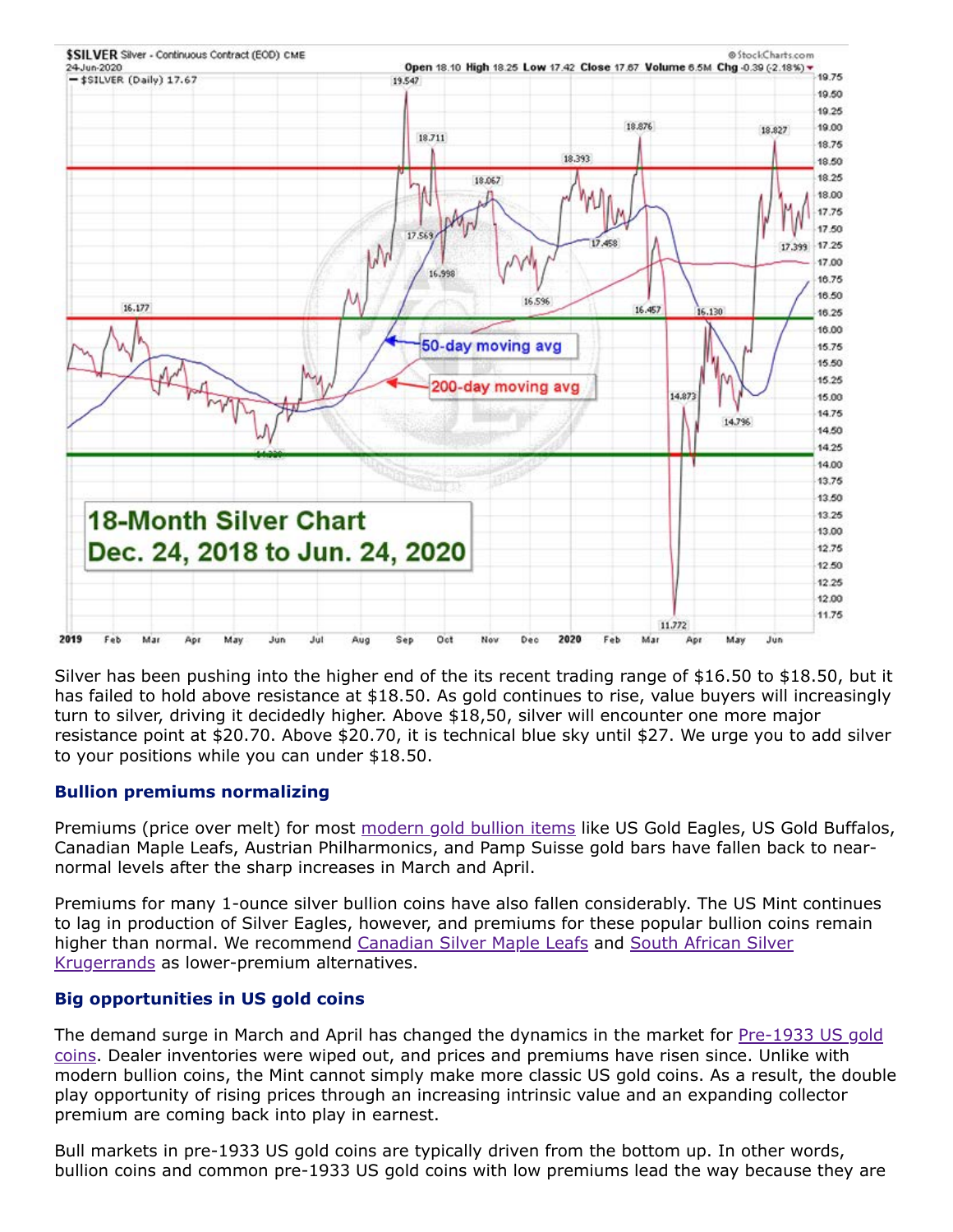Silver has been pushing into the higher end of the its recent trading range of $16.50 to $18.50, but it has failed to hold above resistance at $18.50. As gold continues to rise, value buyers will increasingly turn to silver, driving it decidedly higher. Above $18,50, silver will encounter one more major resistance point at $20.70. Above $20.70, it is technical blue sky until $27. We urge you to add silver to your positions while you can under $18.50.

### Bullion premiums normalizing

Premiums (price over melt) for most modern gold bullion items like US Gold Eagles, US Gold Buffalos, Canadian Maple Leafs, Austrian Philharmonics, and Pamp Suisse gold bars have fallen back to near-normal levels after the sharp increases in March and April.

Premiums for many 1-ounce silver bullion coins have also fallen considerably. The US Mint continues to lag in production of Silver Eagles, however, and premiums for these popular bullion coins remain higher than normal. We recommend Canadian Silver Maple Leafs and South African Silver Krugerrands as lower-premium alternatives.

### Big opportunities in US gold coins

The demand surge in March and April has changed the dynamics in the market for Pre-1933 US gold coins. Dealer inventories were wiped out, and prices and premiums have risen since. Unlike with modern bullion coins, the Mint cannot simply make more classic US gold coins. As a result, the double play opportunity of rising prices through an increasing intrinsic value and an expanding collector premium are coming back into play in earnest.

Bull markets in pre-1933 US gold coins are typically driven from the bottom up. In other words, bullion coins and common pre-1933 US gold coins with low premiums lead the way because they are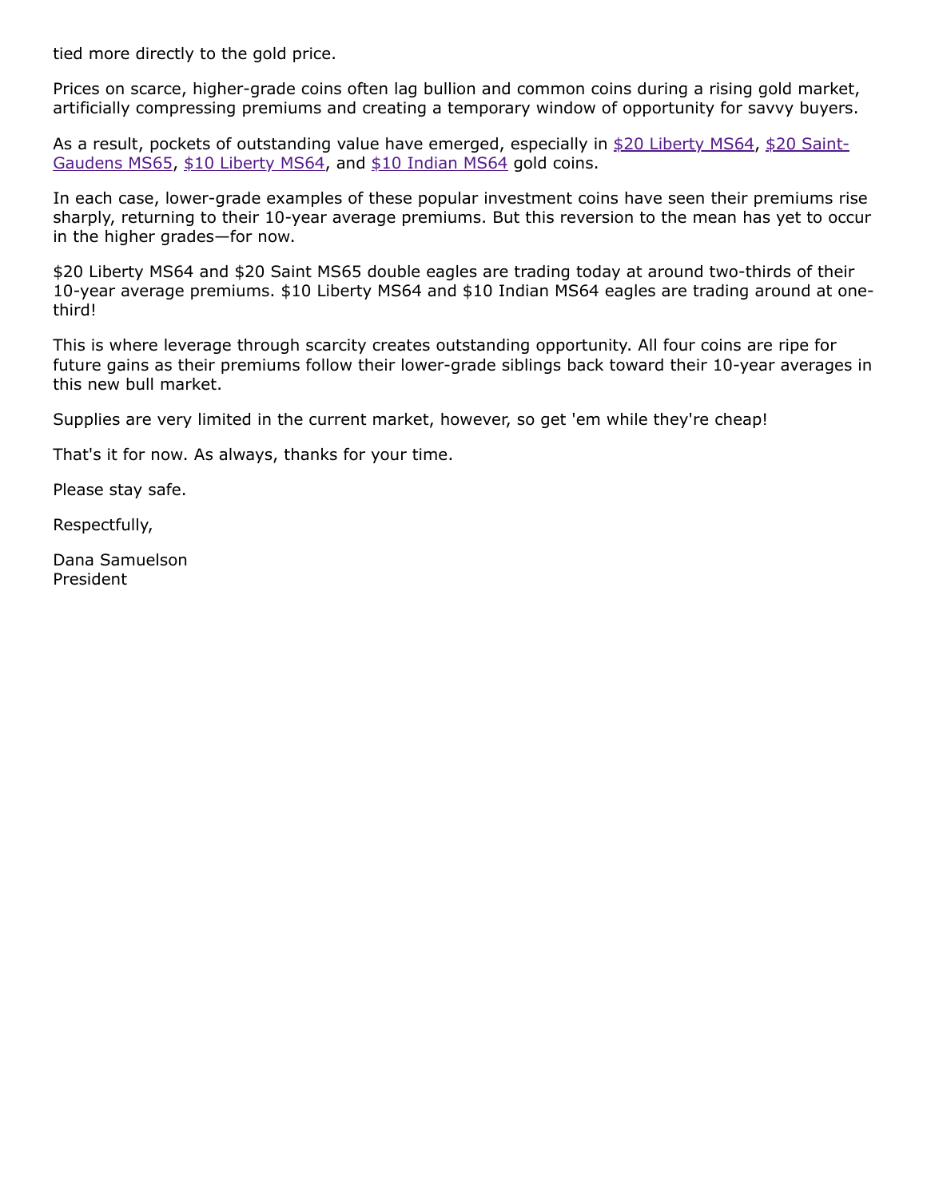tied more directly to the gold price.

Prices on scarce, higher-grade coins often lag bullion and common coins during a rising gold market, artificially compressing premiums and creating a temporary window of opportunity for savvy buyers.

As a result, pockets of outstanding value have emerged, especially in $20 Liberty MS64, $20 Saint-Gaudens MS65, $10 Liberty MS64, and $10 Indian MS64 gold coins.

In each case, lower-grade examples of these popular investment coins have seen their premiums rise sharply, returning to their 10-year average premiums. But this reversion to the mean has yet to occur in the higher grades—for now.

$20 Liberty MS64 and $20 Saint MS65 double eagles are trading today at around two-thirds of their 10-year average premiums. $10 Liberty MS64 and $10 Indian MS64 eagles are trading around at one-third!

This is where leverage through scarcity creates outstanding opportunity. All four coins are ripe for future gains as their premiums follow their lower-grade siblings back toward their 10-year averages in this new bull market.

Supplies are very limited in the current market, however, so get 'em while they're cheap!

That's it for now. As always, thanks for your time.

Please stay safe.

Respectfully,

Dana Samuelson
President